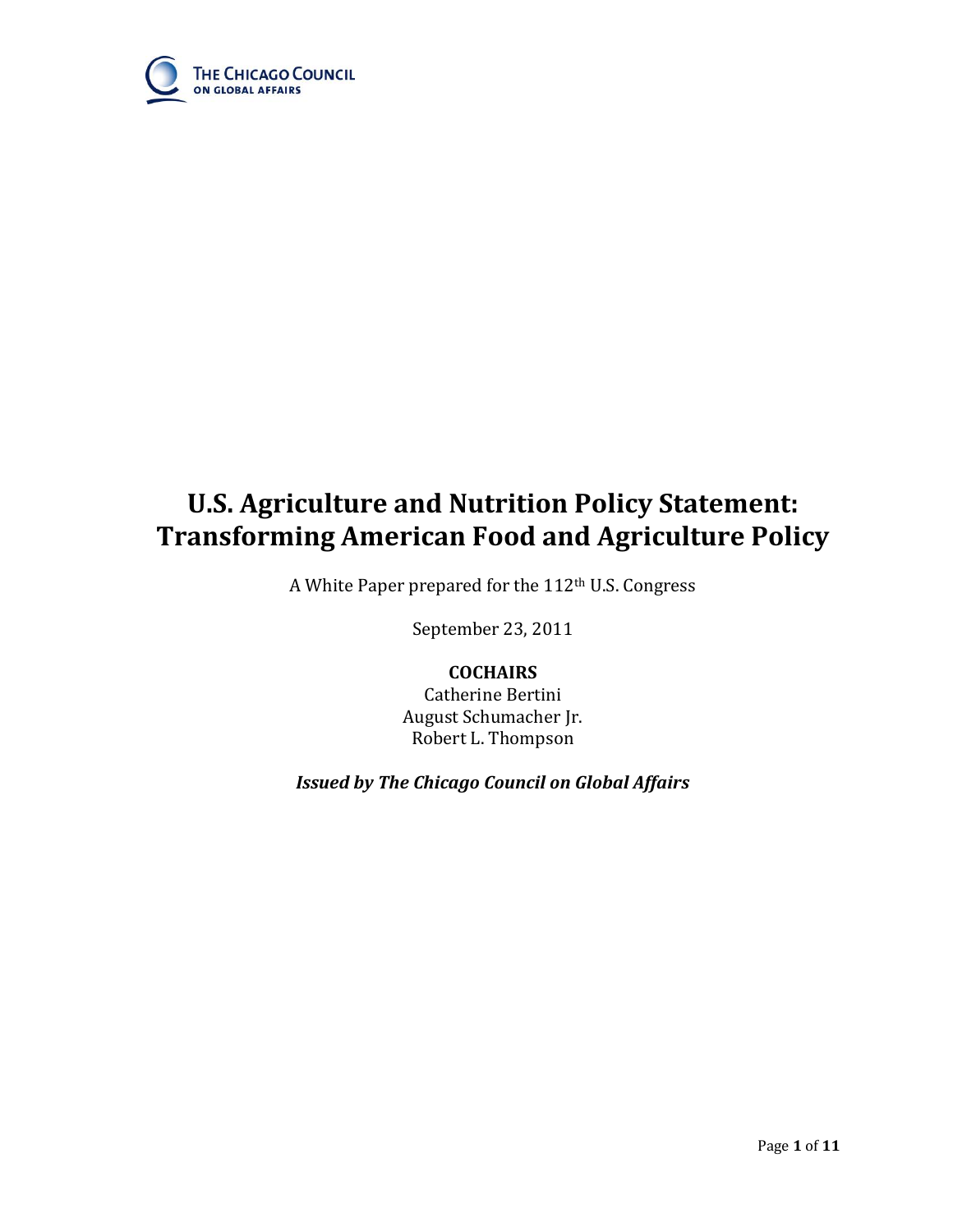THE CHICAGO COUNCIL ON GLOBAL AFFAIRS

# U.S. Agriculture and Nutrition Policy Statement: Transforming American Food and Agriculture Policy

A White Paper prepared for the 112th U.S. Congress

September 23, 2011

**COCHAIRS**
Catherine Bertini
August Schumacher Jr.
Robert L. Thompson

***Issued by The Chicago Council on Global Affairs***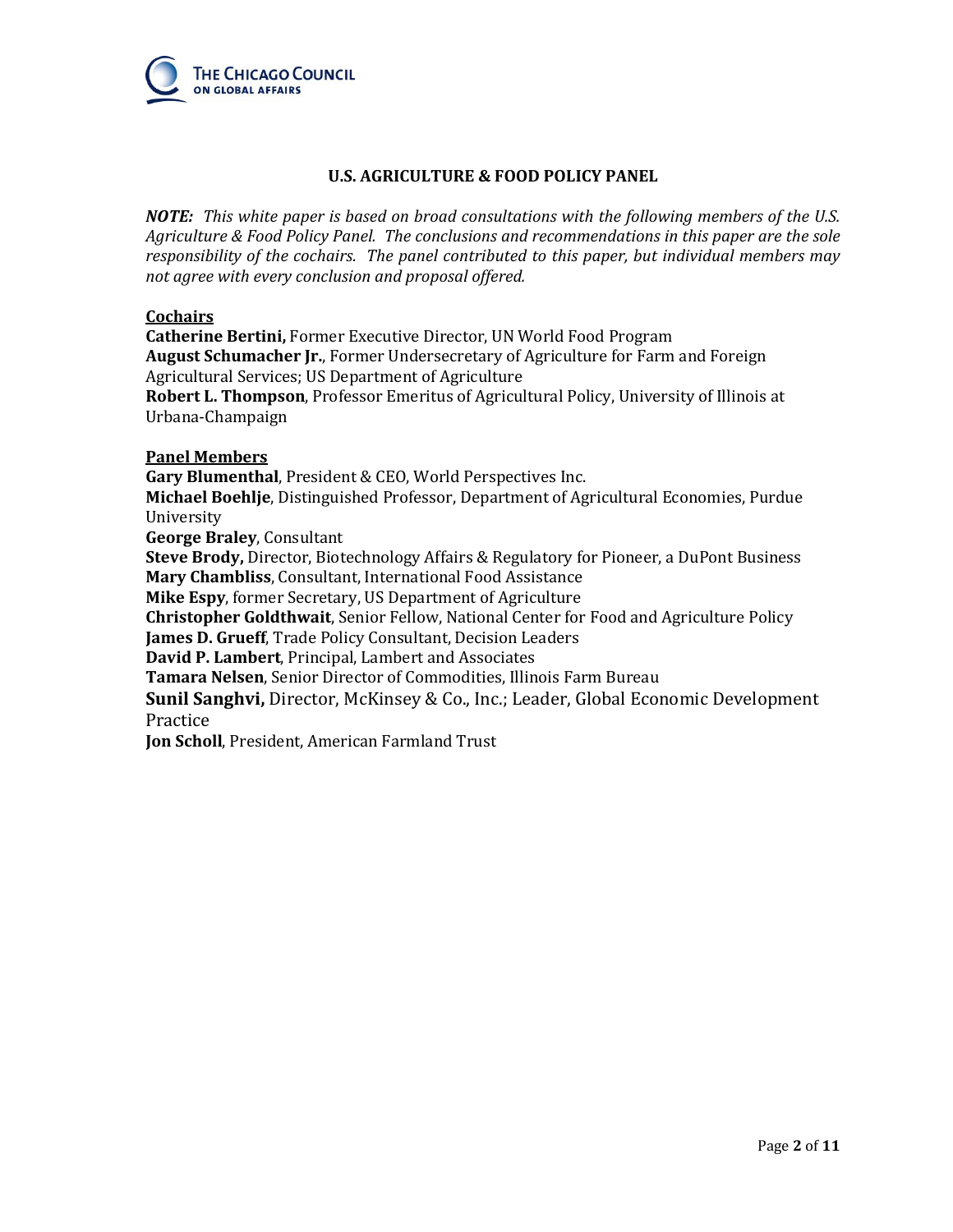## U.S. AGRICULTURE & FOOD POLICY PANEL

***NOTE:*** *This white paper is based on broad consultations with the following members of the U.S. Agriculture & Food Policy Panel. The conclusions and recommendations in this paper are the sole responsibility of the cochairs. The panel contributed to this paper, but individual members may not agree with every conclusion and proposal offered.*

**Cochairs**

**Catherine Bertini,** Former Executive Director, UN World Food Program
**August Schumacher Jr.**, Former Undersecretary of Agriculture for Farm and Foreign Agricultural Services; US Department of Agriculture
**Robert L. Thompson**, Professor Emeritus of Agricultural Policy, University of Illinois at Urbana-Champaign

**Panel Members**

**Gary Blumenthal**, President & CEO, World Perspectives Inc.
**Michael Boehlje**, Distinguished Professor, Department of Agricultural Economies, Purdue University
**George Braley**, Consultant
**Steve Brody,** Director, Biotechnology Affairs & Regulatory for Pioneer, a DuPont Business
**Mary Chambliss**, Consultant, International Food Assistance
**Mike Espy**, former Secretary, US Department of Agriculture
**Christopher Goldthwait**, Senior Fellow, National Center for Food and Agriculture Policy
**James D. Grueff**, Trade Policy Consultant, Decision Leaders
**David P. Lambert**, Principal, Lambert and Associates
**Tamara Nelsen**, Senior Director of Commodities, Illinois Farm Bureau
**Sunil Sanghvi,** Director, McKinsey & Co., Inc.; Leader, Global Economic Development Practice
**Jon Scholl**, President, American Farmland Trust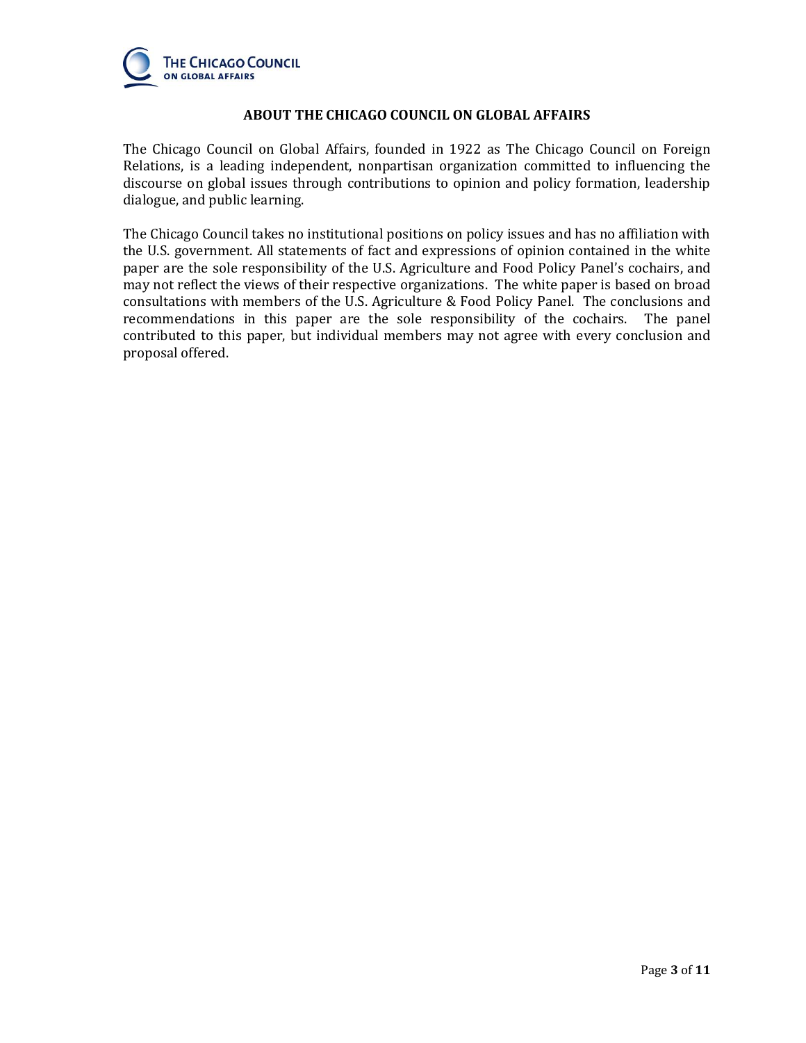## ABOUT THE CHICAGO COUNCIL ON GLOBAL AFFAIRS

The Chicago Council on Global Affairs, founded in 1922 as The Chicago Council on Foreign Relations, is a leading independent, nonpartisan organization committed to influencing the discourse on global issues through contributions to opinion and policy formation, leadership dialogue, and public learning.

The Chicago Council takes no institutional positions on policy issues and has no affiliation with the U.S. government. All statements of fact and expressions of opinion contained in the white paper are the sole responsibility of the U.S. Agriculture and Food Policy Panel's cochairs, and may not reflect the views of their respective organizations. The white paper is based on broad consultations with members of the U.S. Agriculture & Food Policy Panel. The conclusions and recommendations in this paper are the sole responsibility of the cochairs. The panel contributed to this paper, but individual members may not agree with every conclusion and proposal offered.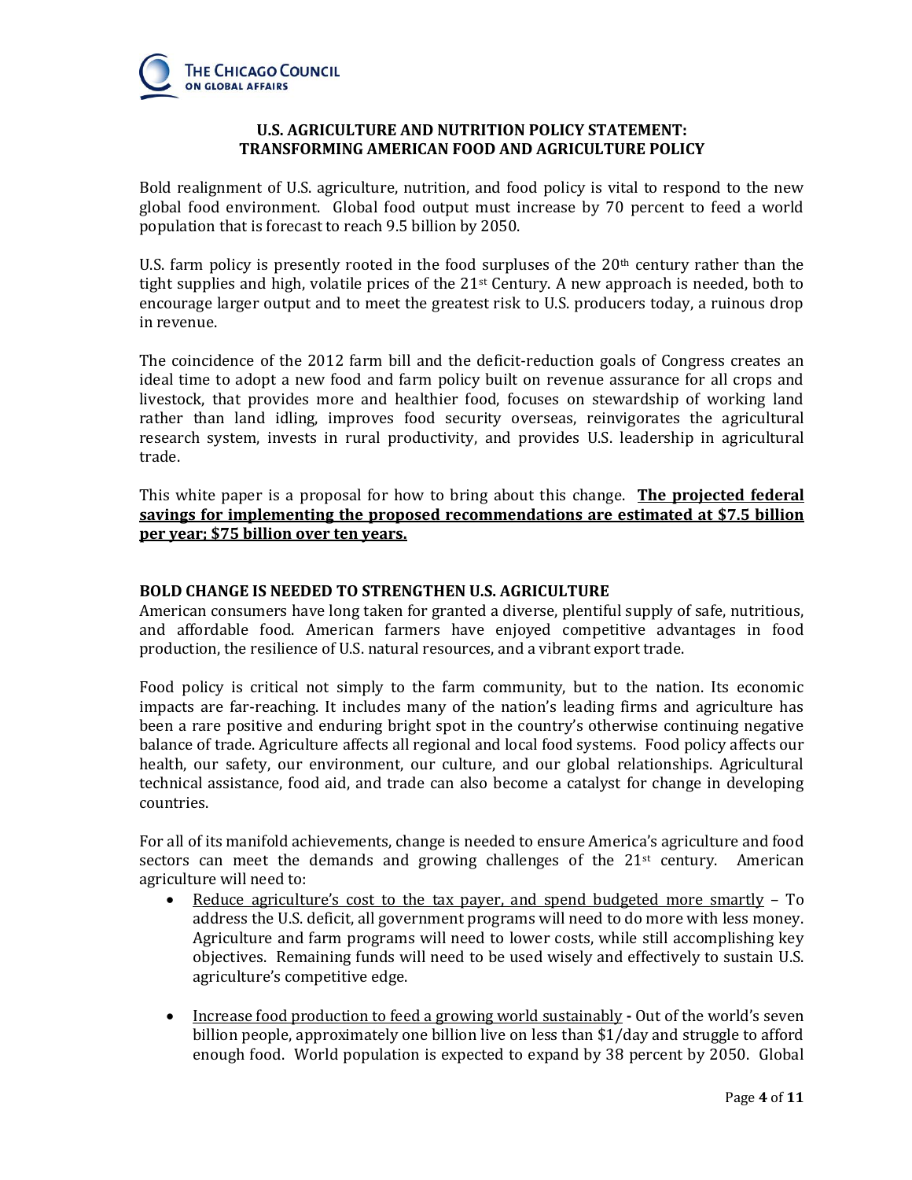## U.S. AGRICULTURE AND NUTRITION POLICY STATEMENT: TRANSFORMING AMERICAN FOOD AND AGRICULTURE POLICY

Bold realignment of U.S. agriculture, nutrition, and food policy is vital to respond to the new global food environment. Global food output must increase by 70 percent to feed a world population that is forecast to reach 9.5 billion by 2050.

U.S. farm policy is presently rooted in the food surpluses of the 20th century rather than the tight supplies and high, volatile prices of the 21st Century. A new approach is needed, both to encourage larger output and to meet the greatest risk to U.S. producers today, a ruinous drop in revenue.

The coincidence of the 2012 farm bill and the deficit-reduction goals of Congress creates an ideal time to adopt a new food and farm policy built on revenue assurance for all crops and livestock, that provides more and healthier food, focuses on stewardship of working land rather than land idling, improves food security overseas, reinvigorates the agricultural research system, invests in rural productivity, and provides U.S. leadership in agricultural trade.

This white paper is a proposal for how to bring about this change. **<u>The projected federal savings for implementing the proposed recommendations are estimated at $7.5 billion per year; $75 billion over ten years.</u>**

### BOLD CHANGE IS NEEDED TO STRENGTHEN U.S. AGRICULTURE

American consumers have long taken for granted a diverse, plentiful supply of safe, nutritious, and affordable food. American farmers have enjoyed competitive advantages in food production, the resilience of U.S. natural resources, and a vibrant export trade.

Food policy is critical not simply to the farm community, but to the nation. Its economic impacts are far-reaching. It includes many of the nation's leading firms and agriculture has been a rare positive and enduring bright spot in the country's otherwise continuing negative balance of trade. Agriculture affects all regional and local food systems. Food policy affects our health, our safety, our environment, our culture, and our global relationships. Agricultural technical assistance, food aid, and trade can also become a catalyst for change in developing countries.

For all of its manifold achievements, change is needed to ensure America's agriculture and food sectors can meet the demands and growing challenges of the 21st century. American agriculture will need to:

- <u>Reduce agriculture's cost to the tax payer, and spend budgeted more smartly</u> – To address the U.S. deficit, all government programs will need to do more with less money. Agriculture and farm programs will need to lower costs, while still accomplishing key objectives. Remaining funds will need to be used wisely and effectively to sustain U.S. agriculture's competitive edge.

- <u>Increase food production to feed a growing world sustainably</u> **-** Out of the world's seven billion people, approximately one billion live on less than $1/day and struggle to afford enough food. World population is expected to expand by 38 percent by 2050. Global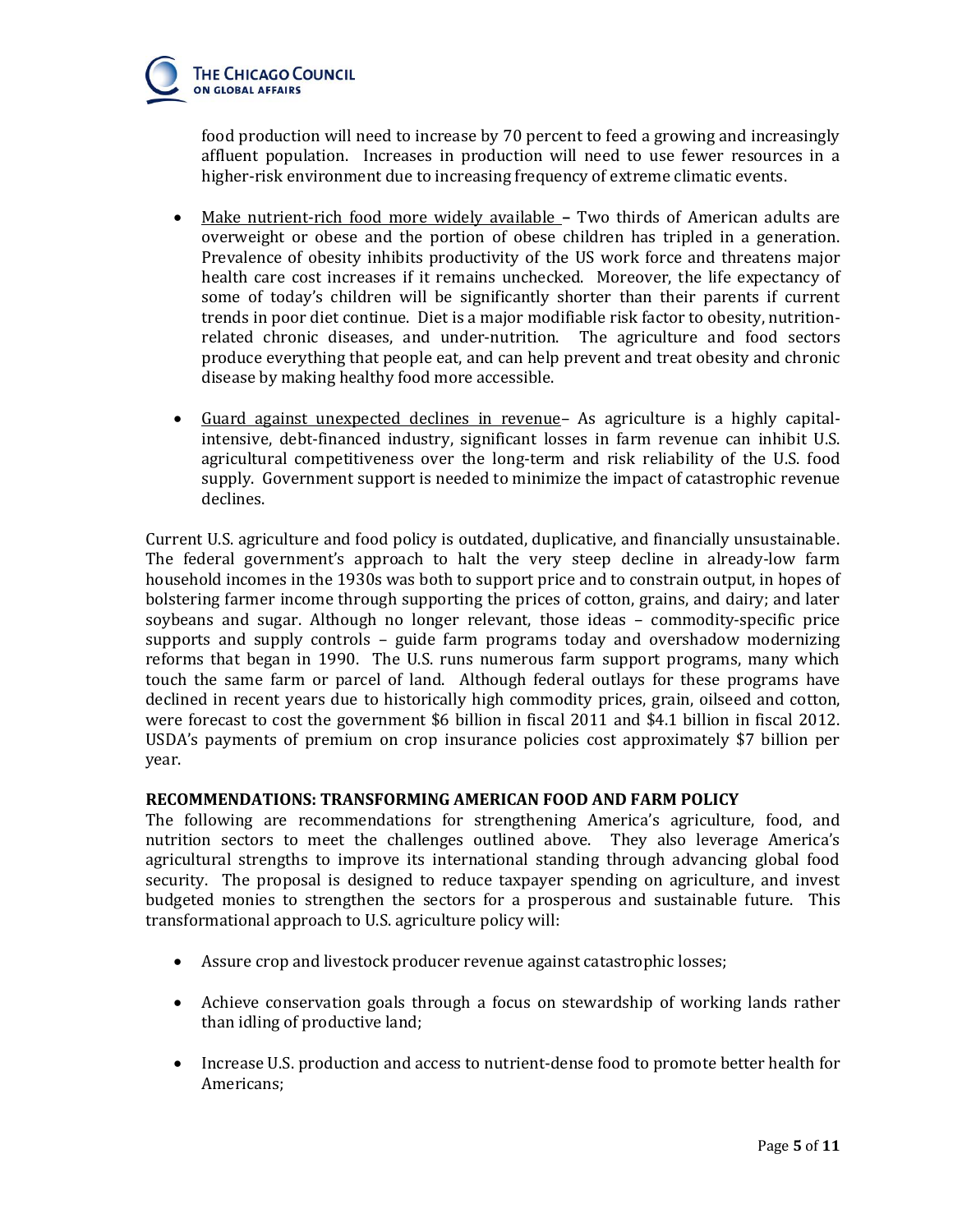food production will need to increase by 70 percent to feed a growing and increasingly affluent population. Increases in production will need to use fewer resources in a higher-risk environment due to increasing frequency of extreme climatic events.

- Make nutrient-rich food more widely available – Two thirds of American adults are overweight or obese and the portion of obese children has tripled in a generation. Prevalence of obesity inhibits productivity of the US work force and threatens major health care cost increases if it remains unchecked. Moreover, the life expectancy of some of today's children will be significantly shorter than their parents if current trends in poor diet continue. Diet is a major modifiable risk factor to obesity, nutrition-related chronic diseases, and under-nutrition. The agriculture and food sectors produce everything that people eat, and can help prevent and treat obesity and chronic disease by making healthy food more accessible.

- Guard against unexpected declines in revenue– As agriculture is a highly capital-intensive, debt-financed industry, significant losses in farm revenue can inhibit U.S. agricultural competitiveness over the long-term and risk reliability of the U.S. food supply. Government support is needed to minimize the impact of catastrophic revenue declines.

Current U.S. agriculture and food policy is outdated, duplicative, and financially unsustainable. The federal government's approach to halt the very steep decline in already-low farm household incomes in the 1930s was both to support price and to constrain output, in hopes of bolstering farmer income through supporting the prices of cotton, grains, and dairy; and later soybeans and sugar. Although no longer relevant, those ideas – commodity-specific price supports and supply controls – guide farm programs today and overshadow modernizing reforms that began in 1990. The U.S. runs numerous farm support programs, many which touch the same farm or parcel of land. Although federal outlays for these programs have declined in recent years due to historically high commodity prices, grain, oilseed and cotton, were forecast to cost the government $6 billion in fiscal 2011 and $4.1 billion in fiscal 2012. USDA's payments of premium on crop insurance policies cost approximately $7 billion per year.

**RECOMMENDATIONS: TRANSFORMING AMERICAN FOOD AND FARM POLICY**

The following are recommendations for strengthening America's agriculture, food, and nutrition sectors to meet the challenges outlined above. They also leverage America's agricultural strengths to improve its international standing through advancing global food security. The proposal is designed to reduce taxpayer spending on agriculture, and invest budgeted monies to strengthen the sectors for a prosperous and sustainable future. This transformational approach to U.S. agriculture policy will:

- Assure crop and livestock producer revenue against catastrophic losses;

- Achieve conservation goals through a focus on stewardship of working lands rather than idling of productive land;

- Increase U.S. production and access to nutrient-dense food to promote better health for Americans;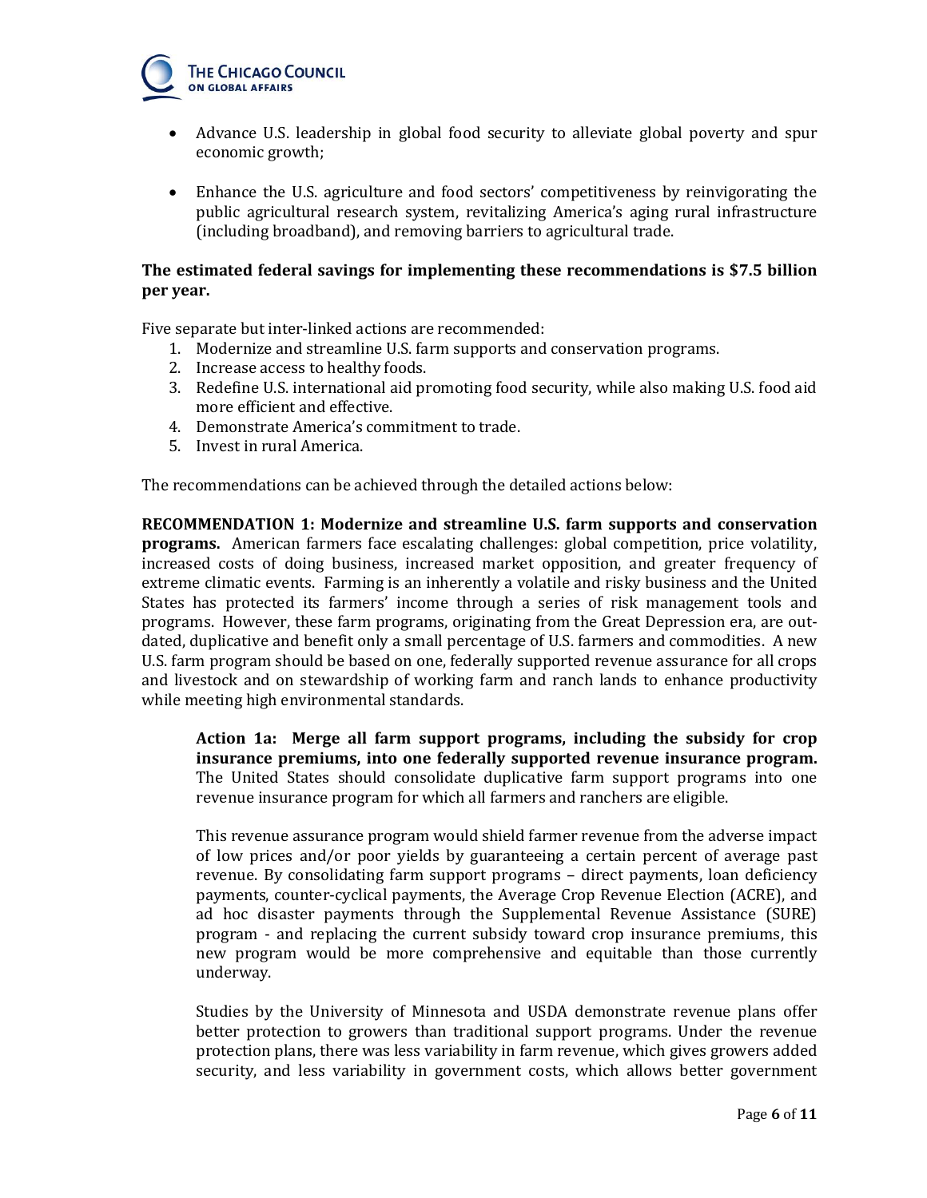- Advance U.S. leadership in global food security to alleviate global poverty and spur economic growth;
- Enhance the U.S. agriculture and food sectors' competitiveness by reinvigorating the public agricultural research system, revitalizing America's aging rural infrastructure (including broadband), and removing barriers to agricultural trade.

**The estimated federal savings for implementing these recommendations is $7.5 billion per year.**

Five separate but inter-linked actions are recommended:

1. Modernize and streamline U.S. farm supports and conservation programs.
2. Increase access to healthy foods.
3. Redefine U.S. international aid promoting food security, while also making U.S. food aid more efficient and effective.
4. Demonstrate America's commitment to trade.
5. Invest in rural America.

The recommendations can be achieved through the detailed actions below:

**RECOMMENDATION 1: Modernize and streamline U.S. farm supports and conservation programs.** American farmers face escalating challenges: global competition, price volatility, increased costs of doing business, increased market opposition, and greater frequency of extreme climatic events. Farming is an inherently a volatile and risky business and the United States has protected its farmers' income through a series of risk management tools and programs. However, these farm programs, originating from the Great Depression era, are out-dated, duplicative and benefit only a small percentage of U.S. farmers and commodities. A new U.S. farm program should be based on one, federally supported revenue assurance for all crops and livestock and on stewardship of working farm and ranch lands to enhance productivity while meeting high environmental standards.

> **Action 1a: Merge all farm support programs, including the subsidy for crop insurance premiums, into one federally supported revenue insurance program.** The United States should consolidate duplicative farm support programs into one revenue insurance program for which all farmers and ranchers are eligible.
>
> This revenue assurance program would shield farmer revenue from the adverse impact of low prices and/or poor yields by guaranteeing a certain percent of average past revenue. By consolidating farm support programs – direct payments, loan deficiency payments, counter-cyclical payments, the Average Crop Revenue Election (ACRE), and ad hoc disaster payments through the Supplemental Revenue Assistance (SURE) program - and replacing the current subsidy toward crop insurance premiums, this new program would be more comprehensive and equitable than those currently underway.
>
> Studies by the University of Minnesota and USDA demonstrate revenue plans offer better protection to growers than traditional support programs. Under the revenue protection plans, there was less variability in farm revenue, which gives growers added security, and less variability in government costs, which allows better government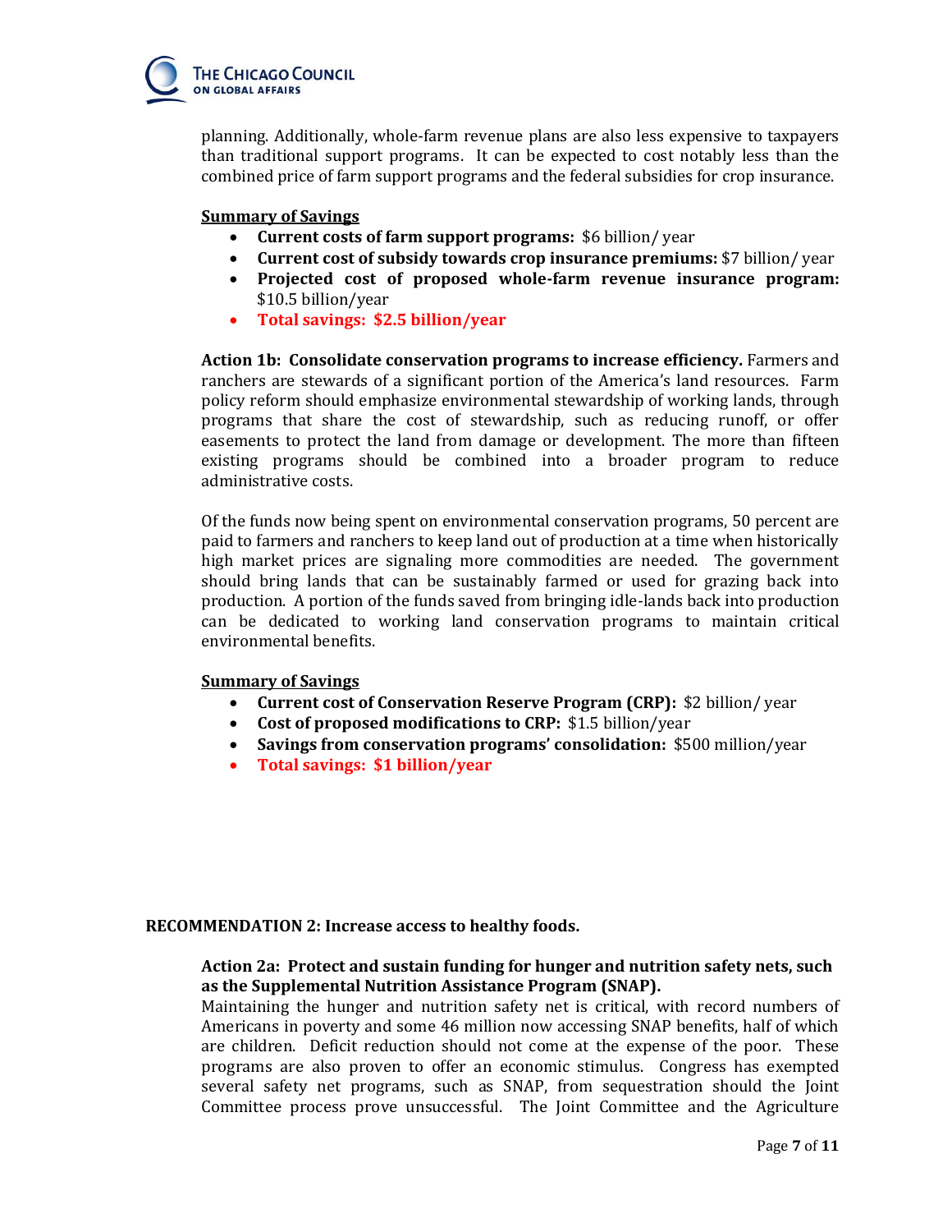planning. Additionally, whole-farm revenue plans are also less expensive to taxpayers than traditional support programs. It can be expected to cost notably less than the combined price of farm support programs and the federal subsidies for crop insurance.

**Summary of Savings**

- **Current costs of farm support programs:** $6 billion/ year
- **Current cost of subsidy towards crop insurance premiums:** $7 billion/ year
- **Projected cost of proposed whole-farm revenue insurance program:** $10.5 billion/year
- **Total savings: $2.5 billion/year**

**Action 1b: Consolidate conservation programs to increase efficiency.** Farmers and ranchers are stewards of a significant portion of the America's land resources. Farm policy reform should emphasize environmental stewardship of working lands, through programs that share the cost of stewardship, such as reducing runoff, or offer easements to protect the land from damage or development. The more than fifteen existing programs should be combined into a broader program to reduce administrative costs.

Of the funds now being spent on environmental conservation programs, 50 percent are paid to farmers and ranchers to keep land out of production at a time when historically high market prices are signaling more commodities are needed. The government should bring lands that can be sustainably farmed or used for grazing back into production. A portion of the funds saved from bringing idle-lands back into production can be dedicated to working land conservation programs to maintain critical environmental benefits.

**Summary of Savings**

- **Current cost of Conservation Reserve Program (CRP):** $2 billion/ year
- **Cost of proposed modifications to CRP:** $1.5 billion/year
- **Savings from conservation programs' consolidation:** $500 million/year
- **Total savings: $1 billion/year**

**RECOMMENDATION 2: Increase access to healthy foods.**

**Action 2a: Protect and sustain funding for hunger and nutrition safety nets, such as the Supplemental Nutrition Assistance Program (SNAP).**
Maintaining the hunger and nutrition safety net is critical, with record numbers of Americans in poverty and some 46 million now accessing SNAP benefits, half of which are children. Deficit reduction should not come at the expense of the poor. These programs are also proven to offer an economic stimulus. Congress has exempted several safety net programs, such as SNAP, from sequestration should the Joint Committee process prove unsuccessful. The Joint Committee and the Agriculture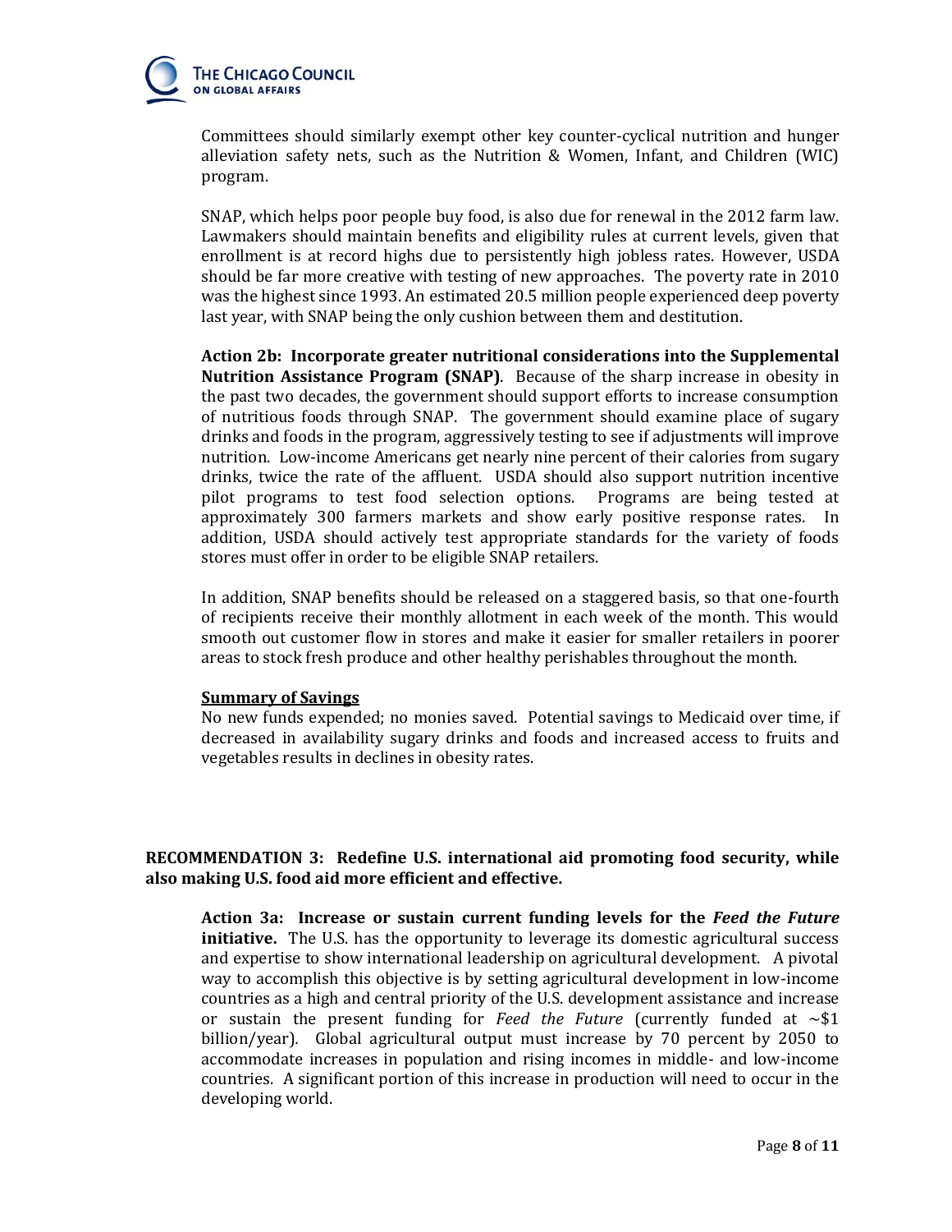Committees should similarly exempt other key counter-cyclical nutrition and hunger alleviation safety nets, such as the Nutrition & Women, Infant, and Children (WIC) program.

SNAP, which helps poor people buy food, is also due for renewal in the 2012 farm law. Lawmakers should maintain benefits and eligibility rules at current levels, given that enrollment is at record highs due to persistently high jobless rates. However, USDA should be far more creative with testing of new approaches. The poverty rate in 2010 was the highest since 1993. An estimated 20.5 million people experienced deep poverty last year, with SNAP being the only cushion between them and destitution.

**Action 2b: Incorporate greater nutritional considerations into the Supplemental Nutrition Assistance Program (SNAP)**. Because of the sharp increase in obesity in the past two decades, the government should support efforts to increase consumption of nutritious foods through SNAP. The government should examine place of sugary drinks and foods in the program, aggressively testing to see if adjustments will improve nutrition. Low-income Americans get nearly nine percent of their calories from sugary drinks, twice the rate of the affluent. USDA should also support nutrition incentive pilot programs to test food selection options. Programs are being tested at approximately 300 farmers markets and show early positive response rates. In addition, USDA should actively test appropriate standards for the variety of foods stores must offer in order to be eligible SNAP retailers.

In addition, SNAP benefits should be released on a staggered basis, so that one-fourth of recipients receive their monthly allotment in each week of the month. This would smooth out customer flow in stores and make it easier for smaller retailers in poorer areas to stock fresh produce and other healthy perishables throughout the month.

<u>**Summary of Savings**</u>

No new funds expended; no monies saved. Potential savings to Medicaid over time, if decreased in availability sugary drinks and foods and increased access to fruits and vegetables results in declines in obesity rates.

**RECOMMENDATION 3: Redefine U.S. international aid promoting food security, while also making U.S. food aid more efficient and effective.**

**Action 3a: Increase or sustain current funding levels for the *Feed the Future* initiative.** The U.S. has the opportunity to leverage its domestic agricultural success and expertise to show international leadership on agricultural development. A pivotal way to accomplish this objective is by setting agricultural development in low-income countries as a high and central priority of the U.S. development assistance and increase or sustain the present funding for *Feed the Future* (currently funded at ~$1 billion/year). Global agricultural output must increase by 70 percent by 2050 to accommodate increases in population and rising incomes in middle- and low-income countries. A significant portion of this increase in production will need to occur in the developing world.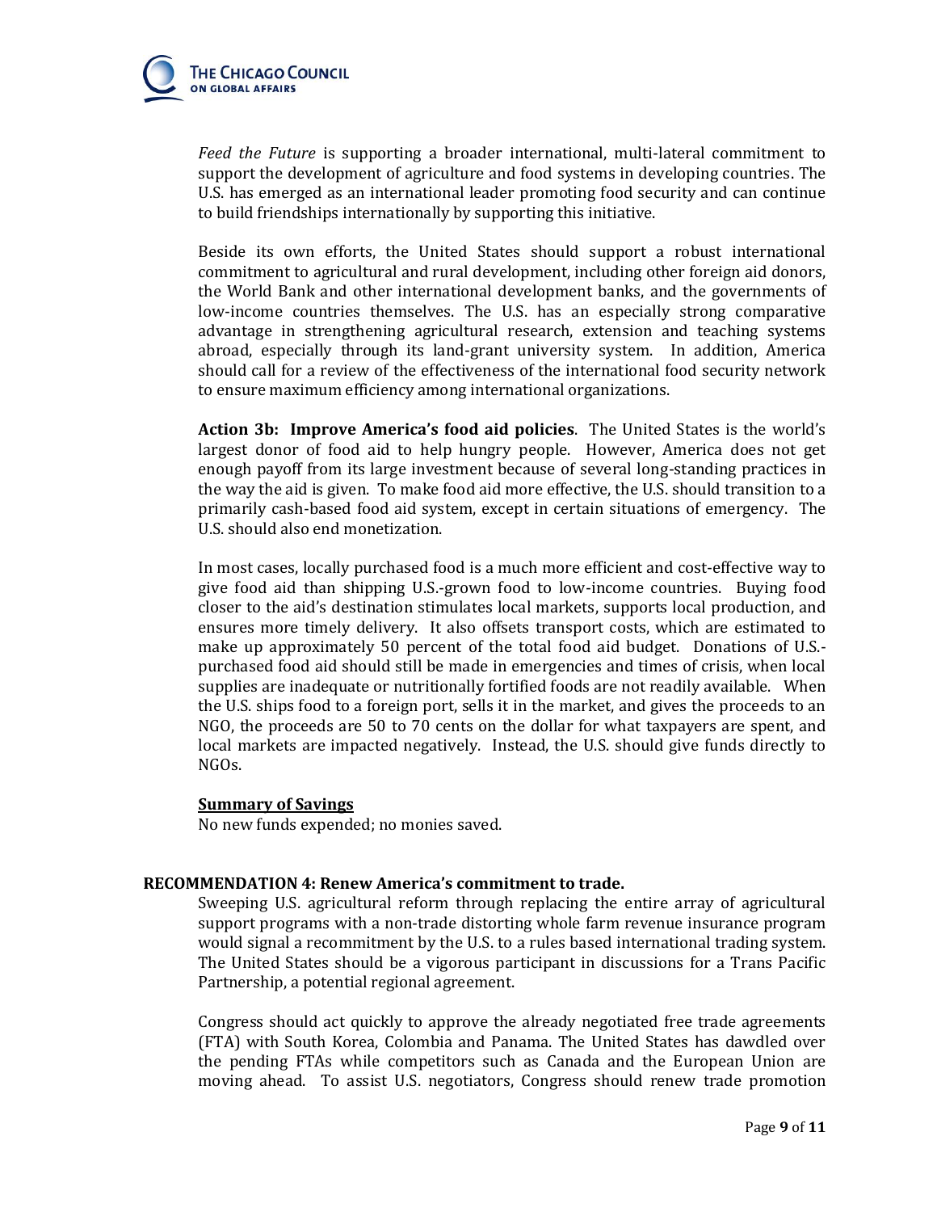*Feed the Future* is supporting a broader international, multi-lateral commitment to support the development of agriculture and food systems in developing countries. The U.S. has emerged as an international leader promoting food security and can continue to build friendships internationally by supporting this initiative.

Beside its own efforts, the United States should support a robust international commitment to agricultural and rural development, including other foreign aid donors, the World Bank and other international development banks, and the governments of low-income countries themselves. The U.S. has an especially strong comparative advantage in strengthening agricultural research, extension and teaching systems abroad, especially through its land-grant university system. In addition, America should call for a review of the effectiveness of the international food security network to ensure maximum efficiency among international organizations.

**Action 3b: Improve America's food aid policies**. The United States is the world's largest donor of food aid to help hungry people. However, America does not get enough payoff from its large investment because of several long-standing practices in the way the aid is given. To make food aid more effective, the U.S. should transition to a primarily cash-based food aid system, except in certain situations of emergency. The U.S. should also end monetization.

In most cases, locally purchased food is a much more efficient and cost-effective way to give food aid than shipping U.S.-grown food to low-income countries. Buying food closer to the aid's destination stimulates local markets, supports local production, and ensures more timely delivery. It also offsets transport costs, which are estimated to make up approximately 50 percent of the total food aid budget. Donations of U.S.-purchased food aid should still be made in emergencies and times of crisis, when local supplies are inadequate or nutritionally fortified foods are not readily available. When the U.S. ships food to a foreign port, sells it in the market, and gives the proceeds to an NGO, the proceeds are 50 to 70 cents on the dollar for what taxpayers are spent, and local markets are impacted negatively. Instead, the U.S. should give funds directly to NGOs.

**Summary of Savings**

No new funds expended; no monies saved.

**RECOMMENDATION 4: Renew America's commitment to trade.**

Sweeping U.S. agricultural reform through replacing the entire array of agricultural support programs with a non-trade distorting whole farm revenue insurance program would signal a recommitment by the U.S. to a rules based international trading system. The United States should be a vigorous participant in discussions for a Trans Pacific Partnership, a potential regional agreement.

Congress should act quickly to approve the already negotiated free trade agreements (FTA) with South Korea, Colombia and Panama. The United States has dawdled over the pending FTAs while competitors such as Canada and the European Union are moving ahead. To assist U.S. negotiators, Congress should renew trade promotion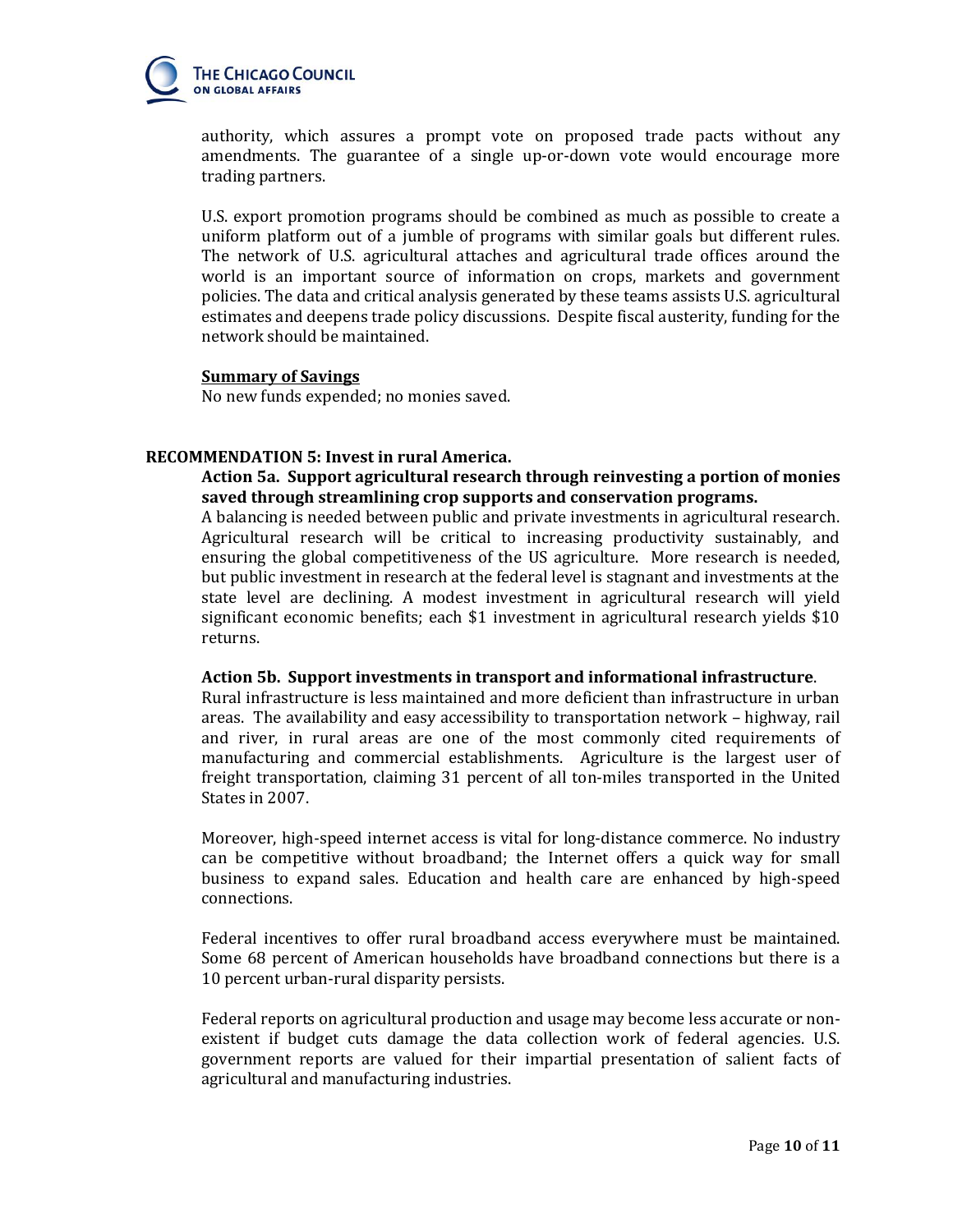authority, which assures a prompt vote on proposed trade pacts without any amendments. The guarantee of a single up-or-down vote would encourage more trading partners.

U.S. export promotion programs should be combined as much as possible to create a uniform platform out of a jumble of programs with similar goals but different rules. The network of U.S. agricultural attaches and agricultural trade offices around the world is an important source of information on crops, markets and government policies. The data and critical analysis generated by these teams assists U.S. agricultural estimates and deepens trade policy discussions. Despite fiscal austerity, funding for the network should be maintained.

**Summary of Savings**

No new funds expended; no monies saved.

**RECOMMENDATION 5: Invest in rural America.**

**Action 5a. Support agricultural research through reinvesting a portion of monies saved through streamlining crop supports and conservation programs.**

A balancing is needed between public and private investments in agricultural research. Agricultural research will be critical to increasing productivity sustainably, and ensuring the global competitiveness of the US agriculture. More research is needed, but public investment in research at the federal level is stagnant and investments at the state level are declining. A modest investment in agricultural research will yield significant economic benefits; each $1 investment in agricultural research yields $10 returns.

**Action 5b. Support investments in transport and informational infrastructure**.

Rural infrastructure is less maintained and more deficient than infrastructure in urban areas. The availability and easy accessibility to transportation network – highway, rail and river, in rural areas are one of the most commonly cited requirements of manufacturing and commercial establishments. Agriculture is the largest user of freight transportation, claiming 31 percent of all ton-miles transported in the United States in 2007.

Moreover, high-speed internet access is vital for long-distance commerce. No industry can be competitive without broadband; the Internet offers a quick way for small business to expand sales. Education and health care are enhanced by high-speed connections.

Federal incentives to offer rural broadband access everywhere must be maintained. Some 68 percent of American households have broadband connections but there is a 10 percent urban-rural disparity persists.

Federal reports on agricultural production and usage may become less accurate or non-existent if budget cuts damage the data collection work of federal agencies. U.S. government reports are valued for their impartial presentation of salient facts of agricultural and manufacturing industries.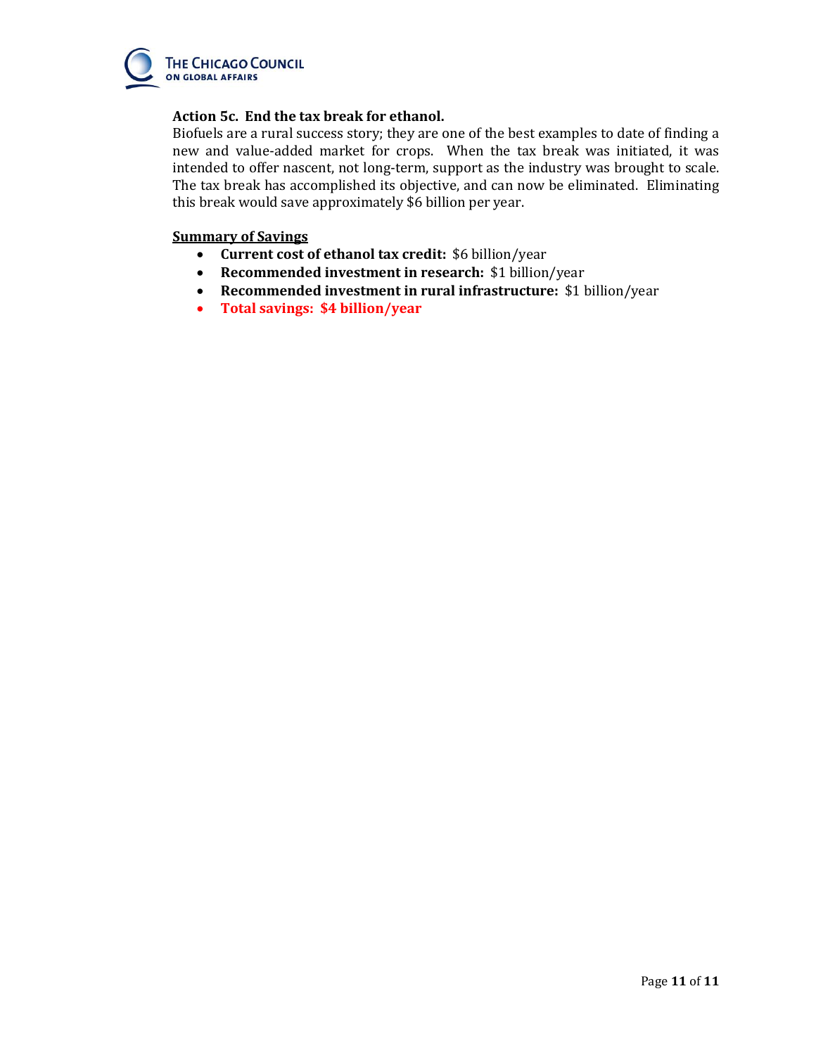**Action 5c. End the tax break for ethanol.**

Biofuels are a rural success story; they are one of the best examples to date of finding a new and value-added market for crops. When the tax break was initiated, it was intended to offer nascent, not long-term, support as the industry was brought to scale. The tax break has accomplished its objective, and can now be eliminated. Eliminating this break would save approximately $6 billion per year.

<u>**Summary of Savings**</u>

- **Current cost of ethanol tax credit:** $6 billion/year
- **Recommended investment in research:** $1 billion/year
- **Recommended investment in rural infrastructure:** $1 billion/year
- **Total savings: $4 billion/year**